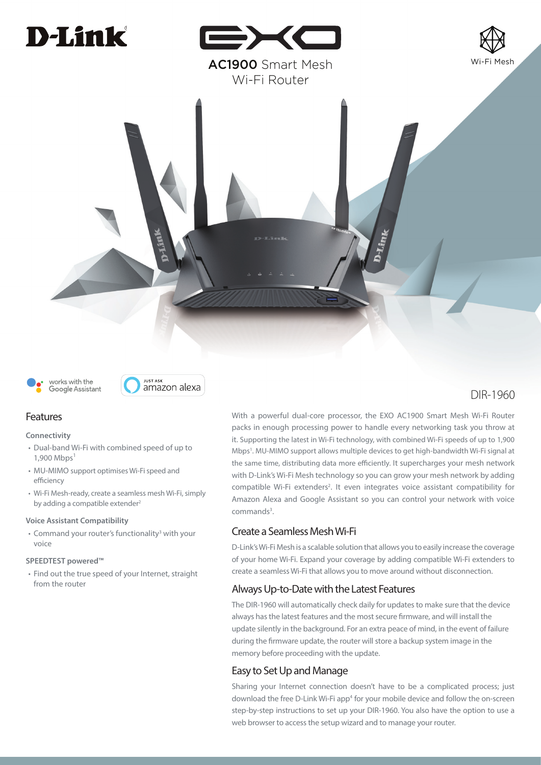# D-Link EXO

## AC1900 Smart Mesh Wi-Fi Router

Wi-Fi Mesh

works with the Google Assistant

JUST ASK amazon alexa

DIR-1960

## Features

### Connectivity

- Dual-band Wi-Fi with combined speed of up to 1,900 Mbps[1]
- MU-MIMO support optimises Wi-Fi speed and efficiency
- Wi-Fi Mesh-ready, create a seamless mesh Wi-Fi, simply by adding a compatible extender[2]

### Voice Assistant Compatibility

- Command your router's functionality[3] with your voice

### SPEEDTEST powered™

- Find out the true speed of your Internet, straight from the router

With a powerful dual-core processor, the EXO AC1900 Smart Mesh Wi-Fi Router packs in enough processing power to handle every networking task you throw at it. Supporting the latest in Wi-Fi technology, with combined Wi-Fi speeds of up to 1,900 Mbps[1]. MU-MIMO support allows multiple devices to get high-bandwidth Wi-Fi signal at the same time, distributing data more efficiently. It supercharges your mesh network with D-Link's Wi-Fi Mesh technology so you can grow your mesh network by adding compatible Wi-Fi extenders[2]. It even integrates voice assistant compatibility for Amazon Alexa and Google Assistant so you can control your network with voice commands[3].

## Create a Seamless Mesh Wi-Fi

D-Link's Wi-Fi Mesh is a scalable solution that allows you to easily increase the coverage of your home Wi-Fi. Expand your coverage by adding compatible Wi-Fi extenders to create a seamless Wi-Fi that allows you to move around without disconnection.

## Always Up-to-Date with the Latest Features

The DIR-1960 will automatically check daily for updates to make sure that the device always has the latest features and the most secure firmware, and will install the update silently in the background. For an extra peace of mind, in the event of failure during the firmware update, the router will store a backup system image in the memory before proceeding with the update.

## Easy to Set Up and Manage

Sharing your Internet connection doesn't have to be a complicated process; just download the free D-Link Wi-Fi app[4] for your mobile device and follow the on-screen step-by-step instructions to set up your DIR-1960. You also have the option to use a web browser to access the setup wizard and to manage your router.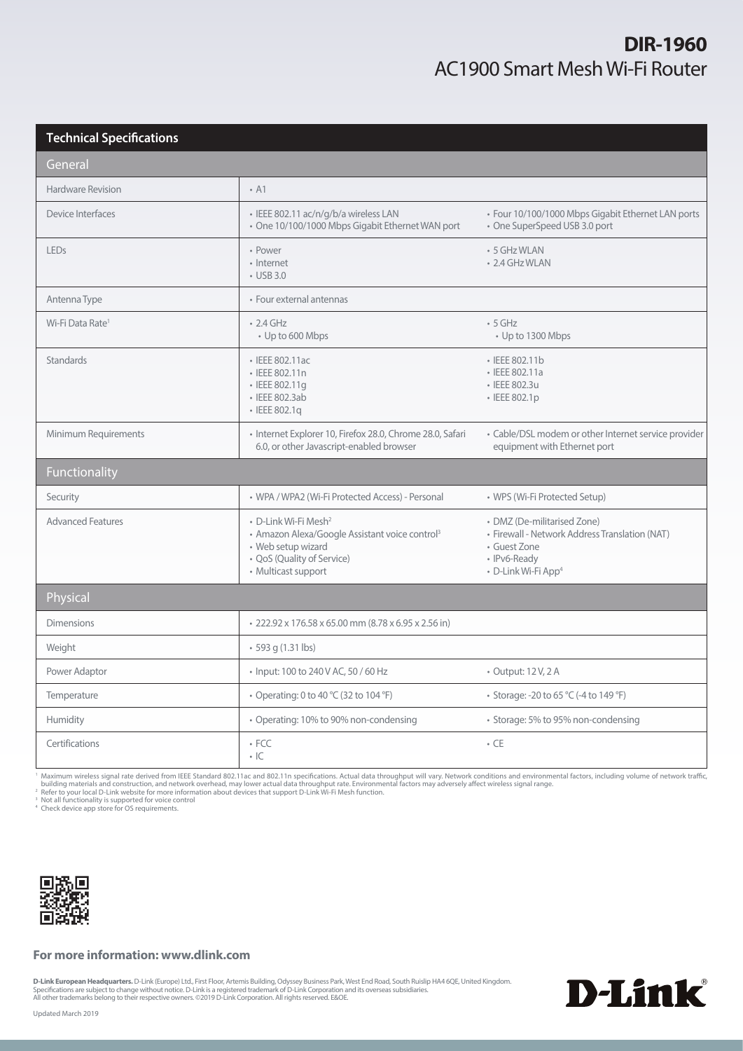# DIR-1960
## AC1900 Smart Mesh Wi-Fi Router

### Technical Specifications

| | | |
|---|---|---|
| **General** | | |
| Hardware Revision | • A1 | |
| Device Interfaces | • IEEE 802.11 ac/n/g/b/a wireless LAN<br>• One 10/100/1000 Mbps Gigabit Ethernet WAN port | • Four 10/100/1000 Mbps Gigabit Ethernet LAN ports<br>• One SuperSpeed USB 3.0 port |
| LEDs | • Power<br>• Internet<br>• USB 3.0 | • 5 GHz WLAN<br>• 2.4 GHz WLAN |
| Antenna Type | • Four external antennas | |
| Wi-Fi Data Rate[1] | • 2.4 GHz<br>• Up to 600 Mbps | • 5 GHz<br>• Up to 1300 Mbps |
| Standards | • IEEE 802.11ac<br>• IEEE 802.11n<br>• IEEE 802.11g<br>• IEEE 802.3ab<br>• IEEE 802.1q | • IEEE 802.11b<br>• IEEE 802.11a<br>• IEEE 802.3u<br>• IEEE 802.1p |
| Minimum Requirements | • Internet Explorer 10, Firefox 28.0, Chrome 28.0, Safari 6.0, or other Javascript-enabled browser | • Cable/DSL modem or other Internet service provider equipment with Ethernet port |
| **Functionality** | | |
| Security | • WPA / WPA2 (Wi-Fi Protected Access) - Personal | • WPS (Wi-Fi Protected Setup) |
| Advanced Features | • D-Link Wi-Fi Mesh[2]<br>• Amazon Alexa/Google Assistant voice control[3]<br>• Web setup wizard<br>• QoS (Quality of Service)<br>• Multicast support | • DMZ (De-militarised Zone)<br>• Firewall - Network Address Translation (NAT)<br>• Guest Zone<br>• IPv6-Ready<br>• D-Link Wi-Fi App[4] |
| **Physical** | | |
| Dimensions | • 222.92 x 176.58 x 65.00 mm (8.78 x 6.95 x 2.56 in) | |
| Weight | • 593 g (1.31 lbs) | |
| Power Adaptor | • Input: 100 to 240 V AC, 50 / 60 Hz | • Output: 12 V, 2 A |
| Temperature | • Operating: 0 to 40 °C (32 to 104 °F) | • Storage: -20 to 65 °C (-4 to 149 °F) |
| Humidity | • Operating: 10% to 90% non-condensing | • Storage: 5% to 95% non-condensing |
| Certifications | • FCC<br>• IC | • CE |

[1] Maximum wireless signal rate derived from IEEE Standard 802.11ac and 802.11n specifications. Actual data throughput will vary. Network conditions and environmental factors, including volume of network traffic, building materials and construction, and network overhead, may lower actual data throughput rate. Environmental factors may adversely affect wireless signal range.
[2] Refer to your local D-Link website for more information about devices that support D-Link Wi-Fi Mesh function.
[3] Not all functionality is supported for voice control
[4] Check device app store for OS requirements.

**For more information: www.dlink.com**

**D-Link European Headquarters.** D-Link (Europe) Ltd., First Floor, Artemis Building, Odyssey Business Park, West End Road, South Ruislip HA4 6QE, United Kingdom. Specifications are subject to change without notice. D-Link is a registered trademark of D-Link Corporation and its overseas subsidiaries. All other trademarks belong to their respective owners. ©2019 D-Link Corporation. All rights reserved. E&OE.

Updated March 2019